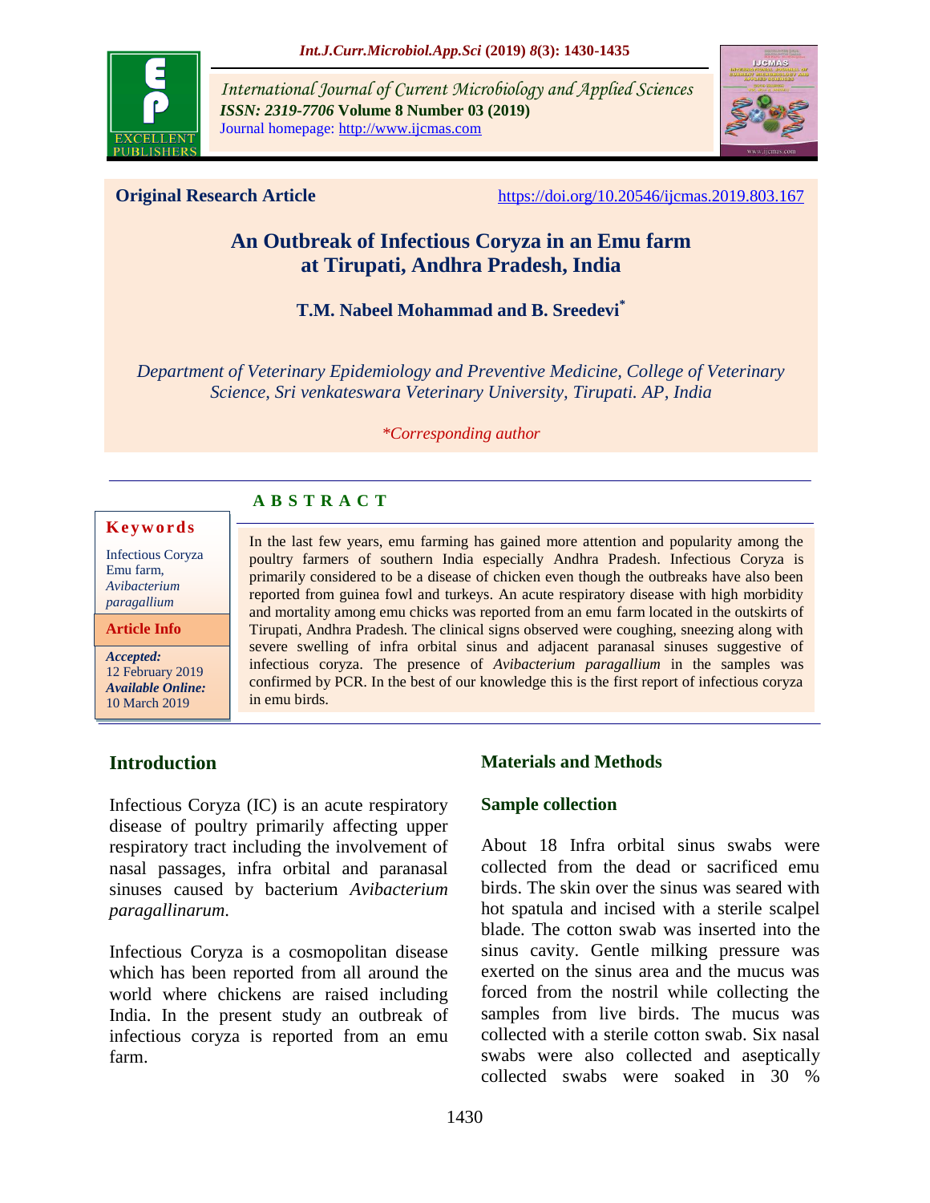International Journal of Current Microbiology and Applied Sciences
*ISSN: 2319-7706* **Volume 8 Number 03 (2019)**
Journal homepage: http://www.ijcmas.com

**Original Research Article** https://doi.org/10.20546/ijcmas.2019.803.167

# An Outbreak of Infectious Coryza in an Emu farm at Tirupati, Andhra Pradesh, India

**T.M. Nabeel Mohammad and B. Sreedevi***

*Department of Veterinary Epidemiology and Preventive Medicine, College of Veterinary Science, Sri venkateswara Veterinary University, Tirupati. AP, India*

*\*Corresponding author*

**Keywords**

Infectious Coryza
Emu farm,
*Avibacterium paragallium*

**Article Info**

***Accepted:*** 12 February 2019
***Available Online:*** 10 March 2019

## ABSTRACT

In the last few years, emu farming has gained more attention and popularity among the poultry farmers of southern India especially Andhra Pradesh. Infectious Coryza is primarily considered to be a disease of chicken even though the outbreaks have also been reported from guinea fowl and turkeys. An acute respiratory disease with high morbidity and mortality among emu chicks was reported from an emu farm located in the outskirts of Tirupati, Andhra Pradesh. The clinical signs observed were coughing, sneezing along with severe swelling of infra orbital sinus and adjacent paranasal sinuses suggestive of infectious coryza. The presence of *Avibacterium paragallium* in the samples was confirmed by PCR. In the best of our knowledge this is the first report of infectious coryza in emu birds.

## Introduction

Infectious Coryza (IC) is an acute respiratory disease of poultry primarily affecting upper respiratory tract including the involvement of nasal passages, infra orbital and paranasal sinuses caused by bacterium *Avibacterium paragallinarum*.

Infectious Coryza is a cosmopolitan disease which has been reported from all around the world where chickens are raised including India. In the present study an outbreak of infectious coryza is reported from an emu farm.

## Materials and Methods

### Sample collection

About 18 Infra orbital sinus swabs were collected from the dead or sacrificed emu birds. The skin over the sinus was seared with hot spatula and incised with a sterile scalpel blade. The cotton swab was inserted into the sinus cavity. Gentle milking pressure was exerted on the sinus area and the mucus was forced from the nostril while collecting the samples from live birds. The mucus was collected with a sterile cotton swab. Six nasal swabs were also collected and aseptically collected swabs were soaked in 30 %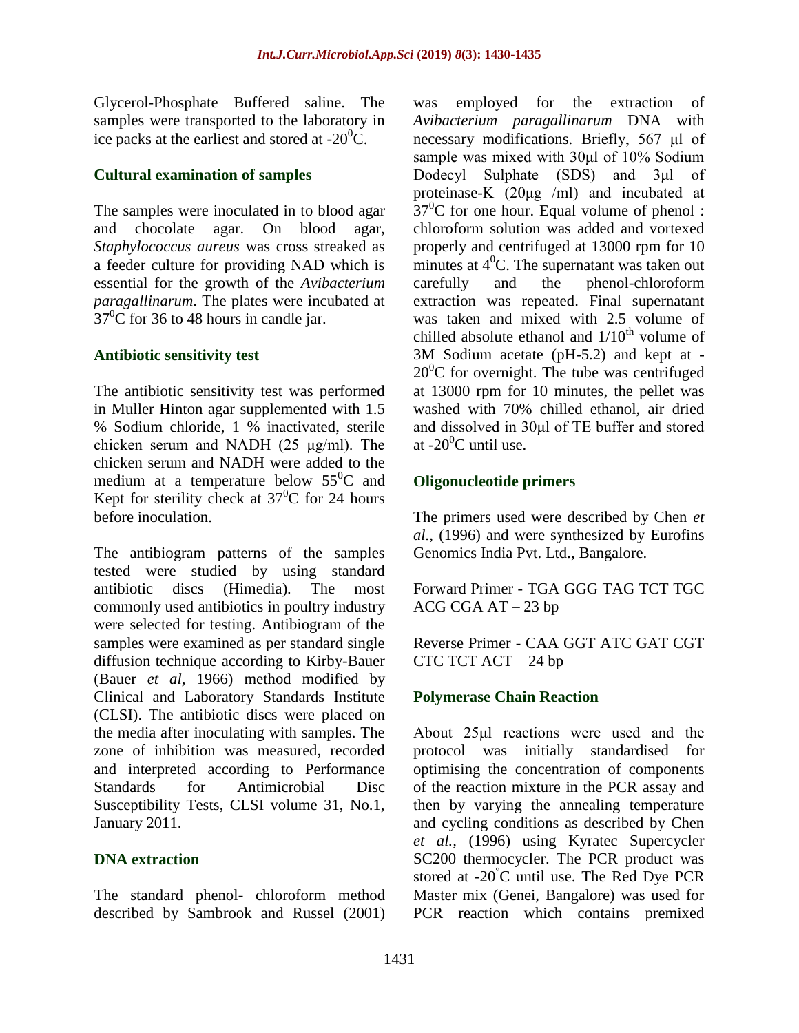Glycerol-Phosphate Buffered saline. The samples were transported to the laboratory in ice packs at the earliest and stored at -20$^0$C.

## Cultural examination of samples

The samples were inoculated in to blood agar and chocolate agar. On blood agar, *Staphylococcus aureus* was cross streaked as a feeder culture for providing NAD which is essential for the growth of the *Avibacterium paragallinarum*. The plates were incubated at 37$^0$C for 36 to 48 hours in candle jar.

## Antibiotic sensitivity test

The antibiotic sensitivity test was performed in Muller Hinton agar supplemented with 1.5 % Sodium chloride, 1 % inactivated, sterile chicken serum and NADH (25 µg/ml). The chicken serum and NADH were added to the medium at a temperature below 55$^0$C and Kept for sterility check at 37$^0$C for 24 hours before inoculation.

The antibiogram patterns of the samples tested were studied by using standard antibiotic discs (Himedia). The most commonly used antibiotics in poultry industry were selected for testing. Antibiogram of the samples were examined as per standard single diffusion technique according to Kirby-Bauer (Bauer *et al*, 1966) method modified by Clinical and Laboratory Standards Institute (CLSI). The antibiotic discs were placed on the media after inoculating with samples. The zone of inhibition was measured, recorded and interpreted according to Performance Standards for Antimicrobial Disc Susceptibility Tests, CLSI volume 31, No.1, January 2011.

## DNA extraction

The standard phenol- chloroform method described by Sambrook and Russel (2001) was employed for the extraction of *Avibacterium paragallinarum* DNA with necessary modifications. Briefly, 567 µl of sample was mixed with 30µl of 10% Sodium Dodecyl Sulphate (SDS) and 3µl of proteinase-K (20µg /ml) and incubated at 37$^0$C for one hour. Equal volume of phenol : chloroform solution was added and vortexed properly and centrifuged at 13000 rpm for 10 minutes at 4$^0$C. The supernatant was taken out carefully and the phenol-chloroform extraction was repeated. Final supernatant was taken and mixed with 2.5 volume of chilled absolute ethanol and 1/10$^{th}$ volume of 3M Sodium acetate (pH-5.2) and kept at -20$^0$C for overnight. The tube was centrifuged at 13000 rpm for 10 minutes, the pellet was washed with 70% chilled ethanol, air dried and dissolved in 30µl of TE buffer and stored at -20$^0$C until use.

## Oligonucleotide primers

The primers used were described by Chen *et al.,* (1996) and were synthesized by Eurofins Genomics India Pvt. Ltd., Bangalore.

Forward Primer - TGA GGG TAG TCT TGC ACG CGA AT – 23 bp

Reverse Primer - CAA GGT ATC GAT CGT CTC TCT ACT – 24 bp

## Polymerase Chain Reaction

About 25µl reactions were used and the protocol was initially standardised for optimising the concentration of components of the reaction mixture in the PCR assay and then by varying the annealing temperature and cycling conditions as described by Chen *et al.,* (1996) using Kyratec Supercycler SC200 thermocycler. The PCR product was stored at -20$^{\circ}$C until use. The Red Dye PCR Master mix (Genei, Bangalore) was used for PCR reaction which contains premixed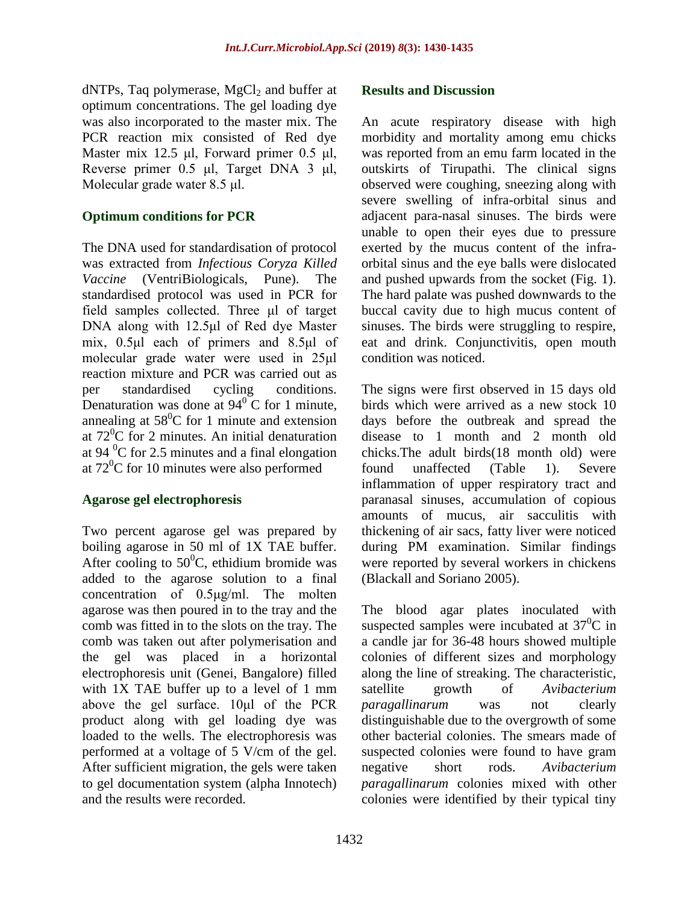dNTPs, Taq polymerase, $MgCl_2$ and buffer at optimum concentrations. The gel loading dye was also incorporated to the master mix. The PCR reaction mix consisted of Red dye Master mix 12.5 µl, Forward primer 0.5 µl, Reverse primer 0.5 µl, Target DNA 3 µl, Molecular grade water 8.5 µl.

### Optimum conditions for PCR

The DNA used for standardisation of protocol was extracted from *Infectious Coryza Killed Vaccine* (VentriBiologicals, Pune). The standardised protocol was used in PCR for field samples collected. Three µl of target DNA along with 12.5µl of Red dye Master mix, 0.5µl each of primers and 8.5µl of molecular grade water were used in 25µl reaction mixture and PCR was carried out as per standardised cycling conditions. Denaturation was done at $94^0$ C for 1 minute, annealing at $58^0$C for 1 minute and extension at $72^0$C for 2 minutes. An initial denaturation at 94 $^0$C for 2.5 minutes and a final elongation at $72^0$C for 10 minutes were also performed

### Agarose gel electrophoresis

Two percent agarose gel was prepared by boiling agarose in 50 ml of 1X TAE buffer. After cooling to $50^0$C, ethidium bromide was added to the agarose solution to a final concentration of 0.5µg/ml. The molten agarose was then poured in to the tray and the comb was fitted in to the slots on the tray. The comb was taken out after polymerisation and the gel was placed in a horizontal electrophoresis unit (Genei, Bangalore) filled with 1X TAE buffer up to a level of 1 mm above the gel surface. 10µl of the PCR product along with gel loading dye was loaded to the wells. The electrophoresis was performed at a voltage of 5 V/cm of the gel. After sufficient migration, the gels were taken to gel documentation system (alpha Innotech) and the results were recorded.

## Results and Discussion

An acute respiratory disease with high morbidity and mortality among emu chicks was reported from an emu farm located in the outskirts of Tirupathi. The clinical signs observed were coughing, sneezing along with severe swelling of infra-orbital sinus and adjacent para-nasal sinuses. The birds were unable to open their eyes due to pressure exerted by the mucus content of the infra-orbital sinus and the eye balls were dislocated and pushed upwards from the socket (Fig. 1). The hard palate was pushed downwards to the buccal cavity due to high mucus content of sinuses. The birds were struggling to respire, eat and drink. Conjunctivitis, open mouth condition was noticed.

The signs were first observed in 15 days old birds which were arrived as a new stock 10 days before the outbreak and spread the disease to 1 month and 2 month old chicks.The adult birds(18 month old) were found unaffected (Table 1). Severe inflammation of upper respiratory tract and paranasal sinuses, accumulation of copious amounts of mucus, air sacculitis with thickening of air sacs, fatty liver were noticed during PM examination. Similar findings were reported by several workers in chickens (Blackall and Soriano 2005).

The blood agar plates inoculated with suspected samples were incubated at $37^0$C in a candle jar for 36-48 hours showed multiple colonies of different sizes and morphology along the line of streaking. The characteristic, satellite growth of *Avibacterium paragallinarum* was not clearly distinguishable due to the overgrowth of some other bacterial colonies. The smears made of suspected colonies were found to have gram negative short rods. *Avibacterium paragallinarum* colonies mixed with other colonies were identified by their typical tiny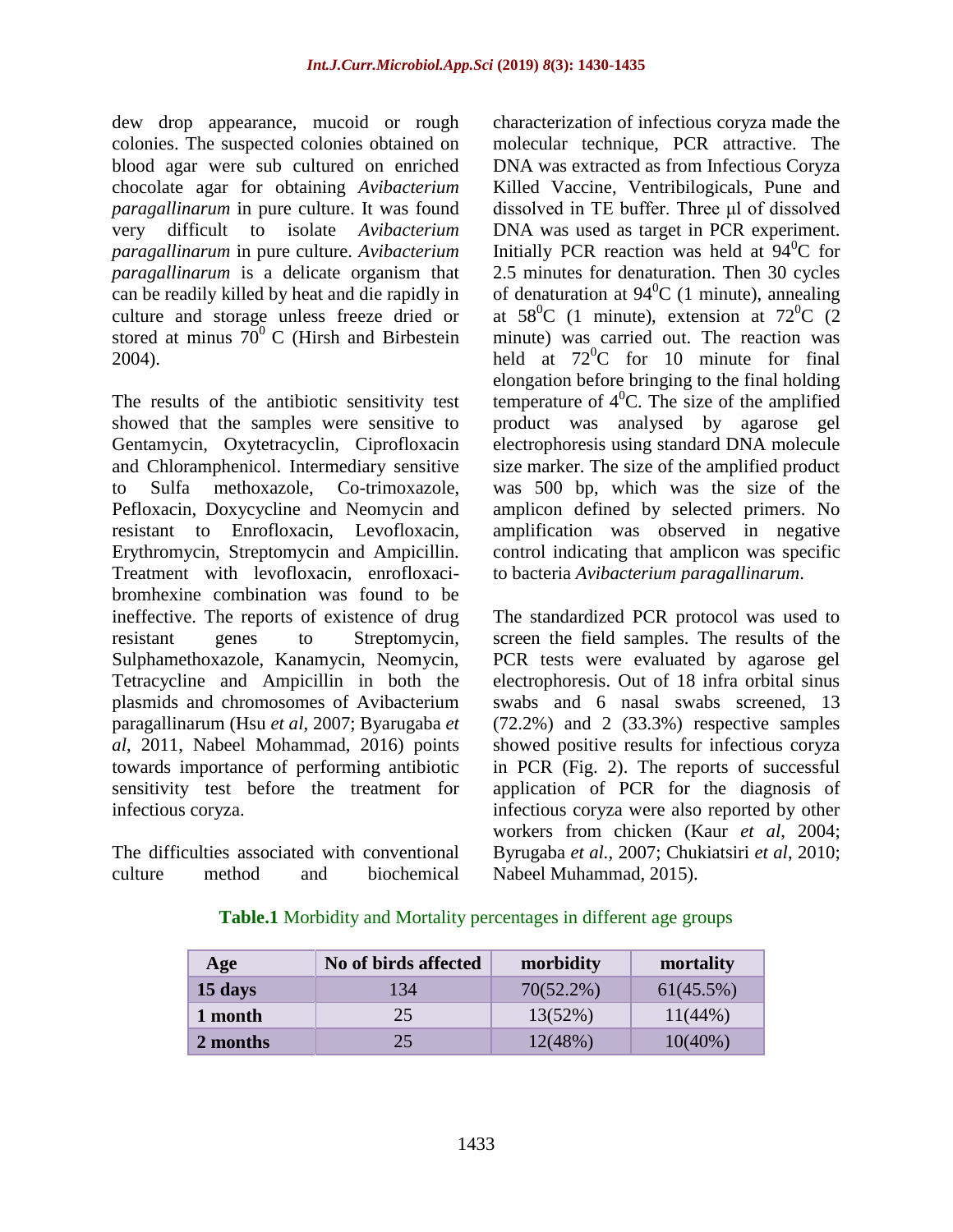dew drop appearance, mucoid or rough colonies. The suspected colonies obtained on blood agar were sub cultured on enriched chocolate agar for obtaining *Avibacterium paragallinarum* in pure culture. It was found very difficult to isolate *Avibacterium paragallinarum* in pure culture. *Avibacterium paragallinarum* is a delicate organism that can be readily killed by heat and die rapidly in culture and storage unless freeze dried or stored at minus $70^0$ C (Hirsh and Birbestein 2004).

The results of the antibiotic sensitivity test showed that the samples were sensitive to Gentamycin, Oxytetracyclin, Ciprofloxacin and Chloramphenicol. Intermediary sensitive to Sulfa methoxazole, Co-trimoxazole, Pefloxacin, Doxycycline and Neomycin and resistant to Enrofloxacin, Levofloxacin, Erythromycin, Streptomycin and Ampicillin. Treatment with levofloxacin, enrofloxaci-bromhexine combination was found to be ineffective. The reports of existence of drug resistant genes to Streptomycin, Sulphamethoxazole, Kanamycin, Neomycin, Tetracycline and Ampicillin in both the plasmids and chromosomes of Avibacterium paragallinarum (Hsu *et al*, 2007; Byarugaba *et al*, 2011, Nabeel Mohammad, 2016) points towards importance of performing antibiotic sensitivity test before the treatment for infectious coryza.

The difficulties associated with conventional culture method and biochemical characterization of infectious coryza made the molecular technique, PCR attractive. The DNA was extracted as from Infectious Coryza Killed Vaccine, Ventribilogicals, Pune and dissolved in TE buffer. Three µl of dissolved DNA was used as target in PCR experiment. Initially PCR reaction was held at $94^0$C for 2.5 minutes for denaturation. Then 30 cycles of denaturation at $94^0$C (1 minute), annealing at $58^0$C (1 minute), extension at $72^0$C (2 minute) was carried out. The reaction was held at $72^0$C for 10 minute for final elongation before bringing to the final holding temperature of $4^0$C. The size of the amplified product was analysed by agarose gel electrophoresis using standard DNA molecule size marker. The size of the amplified product was 500 bp, which was the size of the amplicon defined by selected primers. No amplification was observed in negative control indicating that amplicon was specific to bacteria *Avibacterium paragallinarum*.

The standardized PCR protocol was used to screen the field samples. The results of the PCR tests were evaluated by agarose gel electrophoresis. Out of 18 infra orbital sinus swabs and 6 nasal swabs screened, 13 (72.2%) and 2 (33.3%) respective samples showed positive results for infectious coryza in PCR (Fig. 2). The reports of successful application of PCR for the diagnosis of infectious coryza were also reported by other workers from chicken (Kaur *et al*, 2004; Byrugaba *et al.*, 2007; Chukiatsiri *et al*, 2010; Nabeel Muhammad, 2015).

**Table.1** Morbidity and Mortality percentages in different age groups

| Age | No of birds affected | morbidity | mortality |
|---|---|---|---|
| **15 days** | 134 | 70(52.2%) | 61(45.5%) |
| **1 month** | 25 | 13(52%) | 11(44%) |
| **2 months** | 25 | 12(48%) | 10(40%) |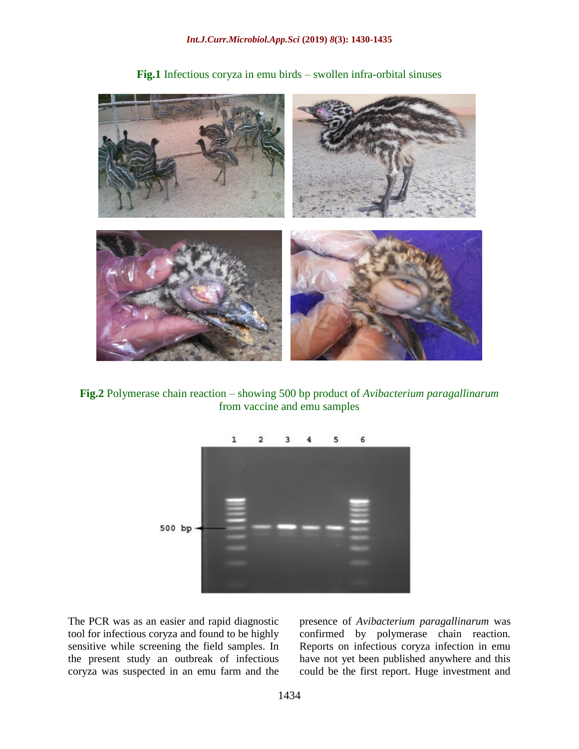**Fig.1** Infectious coryza in emu birds – swollen infra-orbital sinuses

**Fig.2** Polymerase chain reaction – showing 500 bp product of *Avibacterium paragallinarum* from vaccine and emu samples

The PCR was as an easier and rapid diagnostic tool for infectious coryza and found to be highly sensitive while screening the field samples. In the present study an outbreak of infectious coryza was suspected in an emu farm and the presence of *Avibacterium paragallinarum* was confirmed by polymerase chain reaction. Reports on infectious coryza infection in emu have not yet been published anywhere and this could be the first report. Huge investment and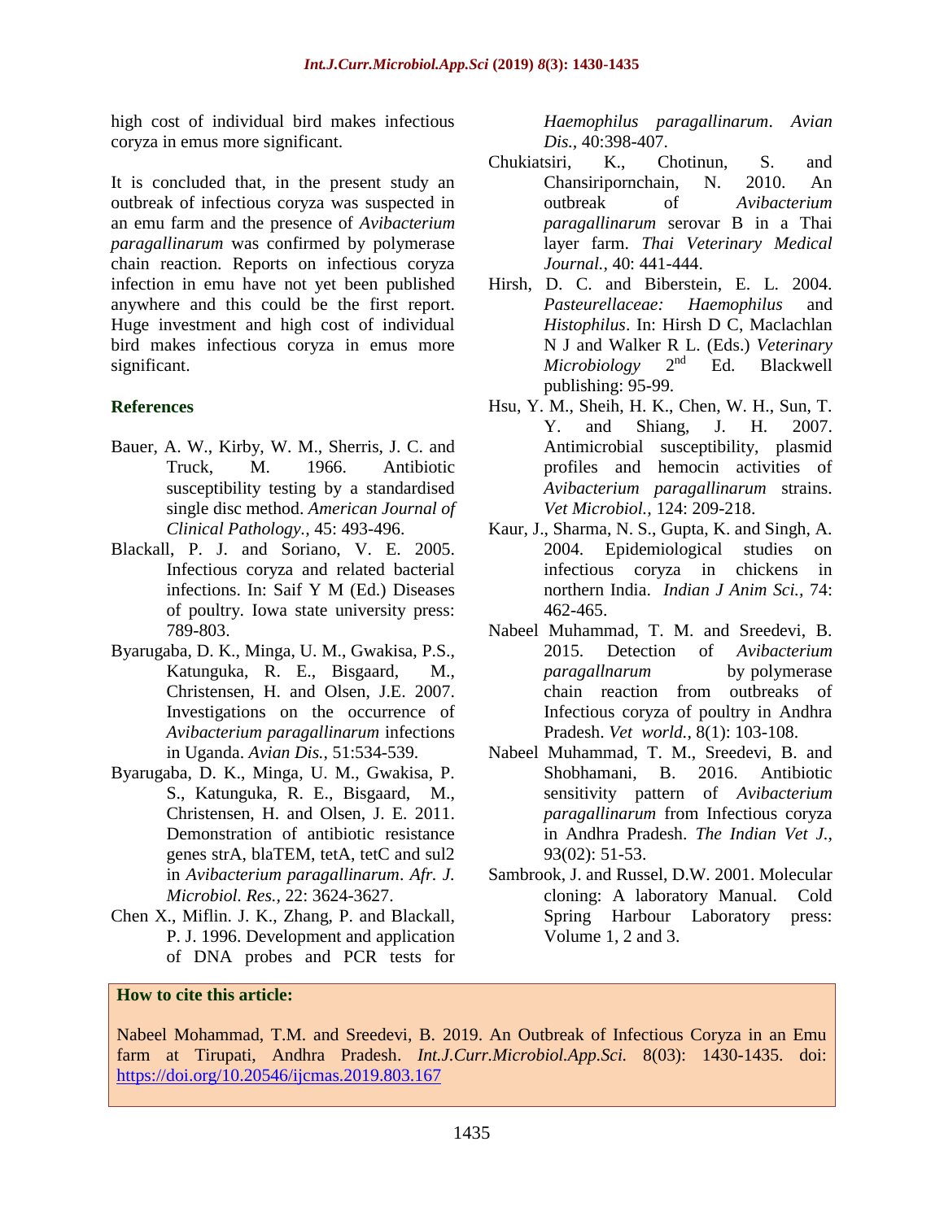high cost of individual bird makes infectious coryza in emus more significant.

It is concluded that, in the present study an outbreak of infectious coryza was suspected in an emu farm and the presence of *Avibacterium paragallinarum* was confirmed by polymerase chain reaction. Reports on infectious coryza infection in emu have not yet been published anywhere and this could be the first report. Huge investment and high cost of individual bird makes infectious coryza in emus more significant.

## References

Bauer, A. W., Kirby, W. M., Sherris, J. C. and Truck, M. 1966. Antibiotic susceptibility testing by a standardised single disc method. *American Journal of Clinical Pathology.,* 45: 493-496.

Blackall, P. J. and Soriano, V. E. 2005. Infectious coryza and related bacterial infections. In: Saif Y M (Ed.) Diseases of poultry. Iowa state university press: 789-803.

Byarugaba, D. K., Minga, U. M., Gwakisa, P.S., Katunguka, R. E., Bisgaard, M., Christensen, H. and Olsen, J.E. 2007. Investigations on the occurrence of *Avibacterium paragallinarum* infections in Uganda. *Avian Dis.,* 51:534-539.

Byarugaba, D. K., Minga, U. M., Gwakisa, P. S., Katunguka, R. E., Bisgaard, M., Christensen, H. and Olsen, J. E. 2011. Demonstration of antibiotic resistance genes strA, blaTEM, tetA, tetC and sul2 in *Avibacterium paragallinarum*. *Afr. J. Microbiol. Res.,* 22: 3624-3627.

Chen X., Miflin. J. K., Zhang, P. and Blackall, P. J. 1996. Development and application of DNA probes and PCR tests for *Haemophilus paragallinarum*. *Avian Dis.,* 40:398-407.

Chukiatsiri, K., Chotinun, S. and Chansiripornchain, N. 2010. An outbreak of *Avibacterium paragallinarum* serovar B in a Thai layer farm. *Thai Veterinary Medical Journal.,* 40: 441-444.

Hirsh, D. C. and Biberstein, E. L. 2004. *Pasteurellaceae: Haemophilus* and *Histophilus*. In: Hirsh D C, Maclachlan N J and Walker R L. (Eds.) *Veterinary Microbiology* 2nd Ed. Blackwell publishing: 95-99.

Hsu, Y. M., Sheih, H. K., Chen, W. H., Sun, T. Y. and Shiang, J. H. 2007. Antimicrobial susceptibility, plasmid profiles and hemocin activities of *Avibacterium paragallinarum* strains. *Vet Microbiol.,* 124: 209-218.

Kaur, J., Sharma, N. S., Gupta, K. and Singh, A. 2004. Epidemiological studies on infectious coryza in chickens in northern India. *Indian J Anim Sci.,* 74: 462-465.

Nabeel Muhammad, T. M. and Sreedevi, B. 2015. Detection of *Avibacterium paragallnarum* by polymerase chain reaction from outbreaks of Infectious coryza of poultry in Andhra Pradesh. *Vet world.,* 8(1): 103-108.

Nabeel Muhammad, T. M., Sreedevi, B. and Shobhamani, B. 2016. Antibiotic sensitivity pattern of *Avibacterium paragallinarum* from Infectious coryza in Andhra Pradesh. *The Indian Vet J.,* 93(02): 51-53.

Sambrook, J. and Russel, D.W. 2001. Molecular cloning: A laboratory Manual. Cold Spring Harbour Laboratory press: Volume 1, 2 and 3.

**How to cite this article:**

Nabeel Mohammad, T.M. and Sreedevi, B. 2019. An Outbreak of Infectious Coryza in an Emu farm at Tirupati, Andhra Pradesh. *Int.J.Curr.Microbiol.App.Sci.* 8(03): 1430-1435. doi: https://doi.org/10.20546/ijcmas.2019.803.167